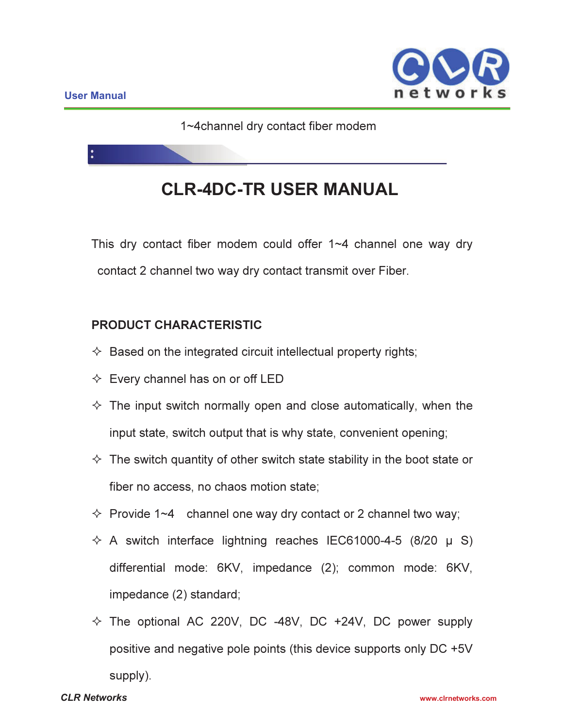1~4channel dry contact fiber modem

# CLR-4DC-TR USER MANUAL

This dry contact fiber modem could offer 1~4 channel one way dry contact 2 channel two way dry contact transmit over Fiber.

## PRODUCT CHARACTERISTIC

- ✧ Based on the integrated circuit intellectual property rights;
- ✧ Every channel has on or off LED
- ✧ The input switch normally open and close automatically, when the input state, switch output that is why state, convenient opening;
- ✧ The switch quantity of other switch state stability in the boot state or fiber no access, no chaos motion state;
- ✧ Provide 1~4 channel one way dry contact or 2 channel two way;
- ✧ A switch interface lightning reaches IEC61000-4-5 (8/20 μ S) differential mode: 6KV, impedance (2); common mode: 6KV, impedance (2) standard;
- ✧ The optional AC 220V, DC -48V, DC +24V, DC power supply positive and negative pole points (this device supports only DC +5V supply).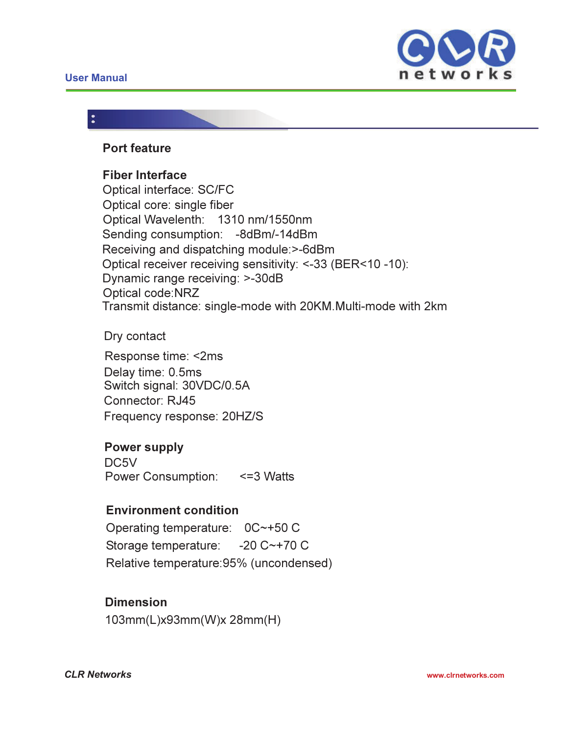## Port feature

### Fiber Interface

Optical interface: SC/FC
Optical core: single fiber
Optical Wavelenth: 1310 nm/1550nm
Sending consumption: -8dBm/-14dBm
Receiving and dispatching module:>-6dBm
Optical receiver receiving sensitivity: <-33 (BER<10 -10):
Dynamic range receiving: >-30dB
Optical code:NRZ
Transmit distance: single-mode with 20KM.Multi-mode with 2km

Dry contact

Response time: <2ms
Delay time: 0.5ms
Switch signal: 30VDC/0.5A
Connector: RJ45
Frequency response: 20HZ/S

### Power supply

DC5V
Power Consumption: <=3 Watts

### Environment condition

Operating temperature: 0C~+50 C
Storage temperature: -20 C~+70 C
Relative temperature:95% (uncondensed)

### Dimension

103mm(L)x93mm(W)x 28mm(H)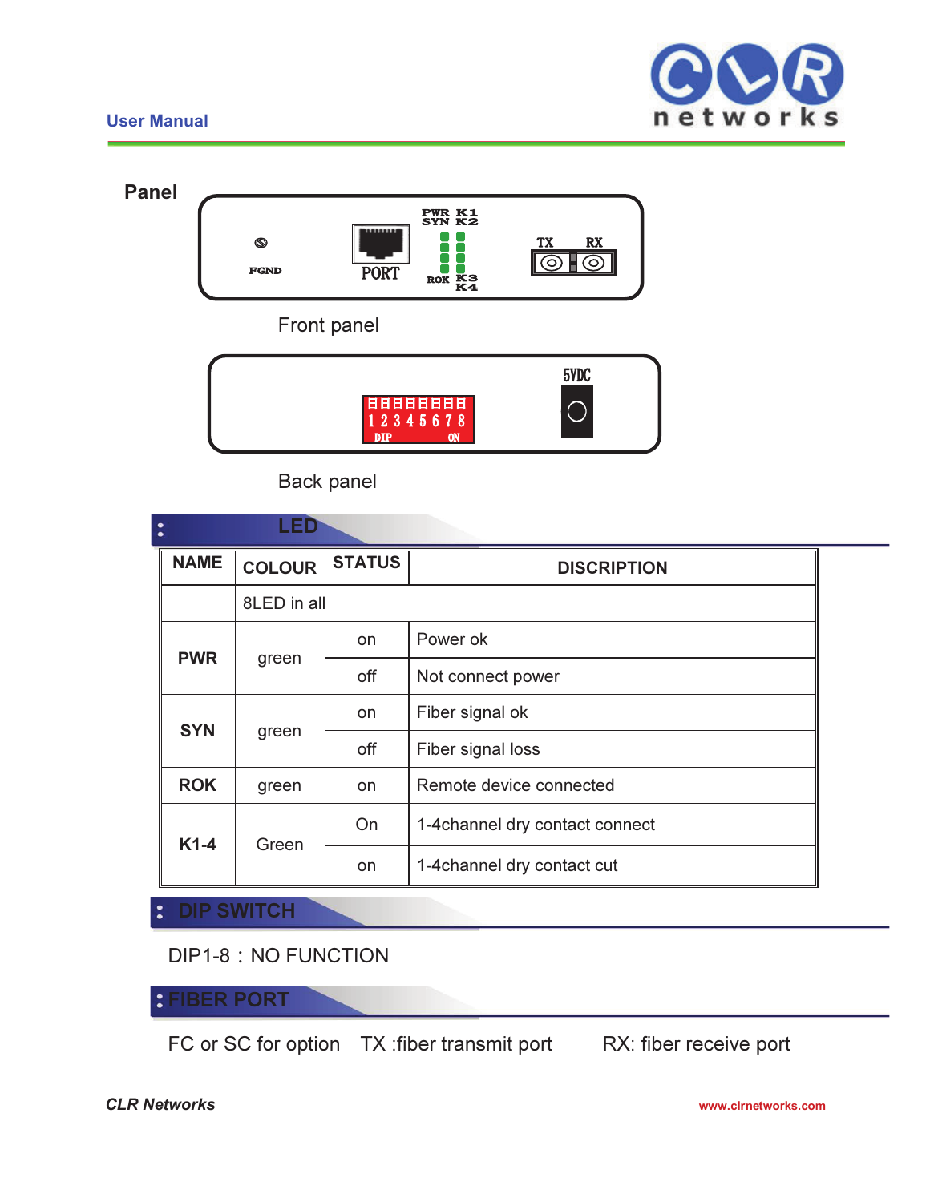## Panel

FGND PORT PWR SYN K1 K2 ROK K3 K4 TX RX

Front panel

1 2 3 4 5 6 7 8 DIP ON 5VDC

Back panel

## LED

| NAME | COLOUR | STATUS | DISCRIPTION |
|---|---|---|---|
| | 8LED in all | | |
| PWR | green | on | Power ok |
| | | off | Not connect power |
| SYN | green | on | Fiber signal ok |
| | | off | Fiber signal loss |
| ROK | green | on | Remote device connected |
| K1-4 | Green | On | 1-4channel dry contact connect |
| | | on | 1-4channel dry contact cut |

## DIP SWITCH

DIP1-8：NO FUNCTION

## FIBER PORT

FC or SC for option   TX :fiber transmit port   RX: fiber receive port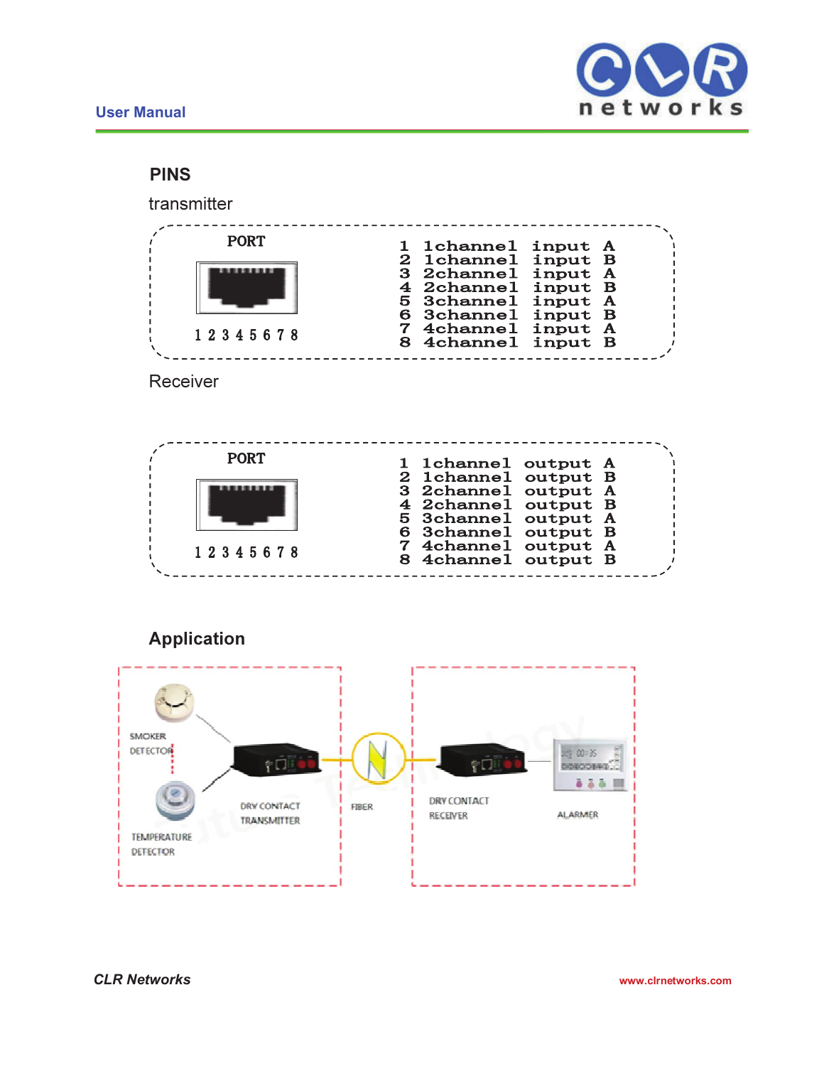## PINS

transmitter

PORT

1 2 3 4 5 6 7 8

1 1channel input A
2 1channel input B
3 2channel input A
4 2channel input B
5 3channel input A
6 3channel input B
7 4channel input A
8 4channel input B

Receiver

PORT

1 2 3 4 5 6 7 8

1 1channel output A
2 1channel output B
3 2channel output A
4 2channel output B
5 3channel output A
6 3channel output B
7 4channel output A
8 4channel output B

## Application

SMOKER DETECTOR

TEMPERATURE DETECTOR

DRY CONTACT TRANSMITTER

FIBER

DRY CONTACT RECEIVER

ALARMER